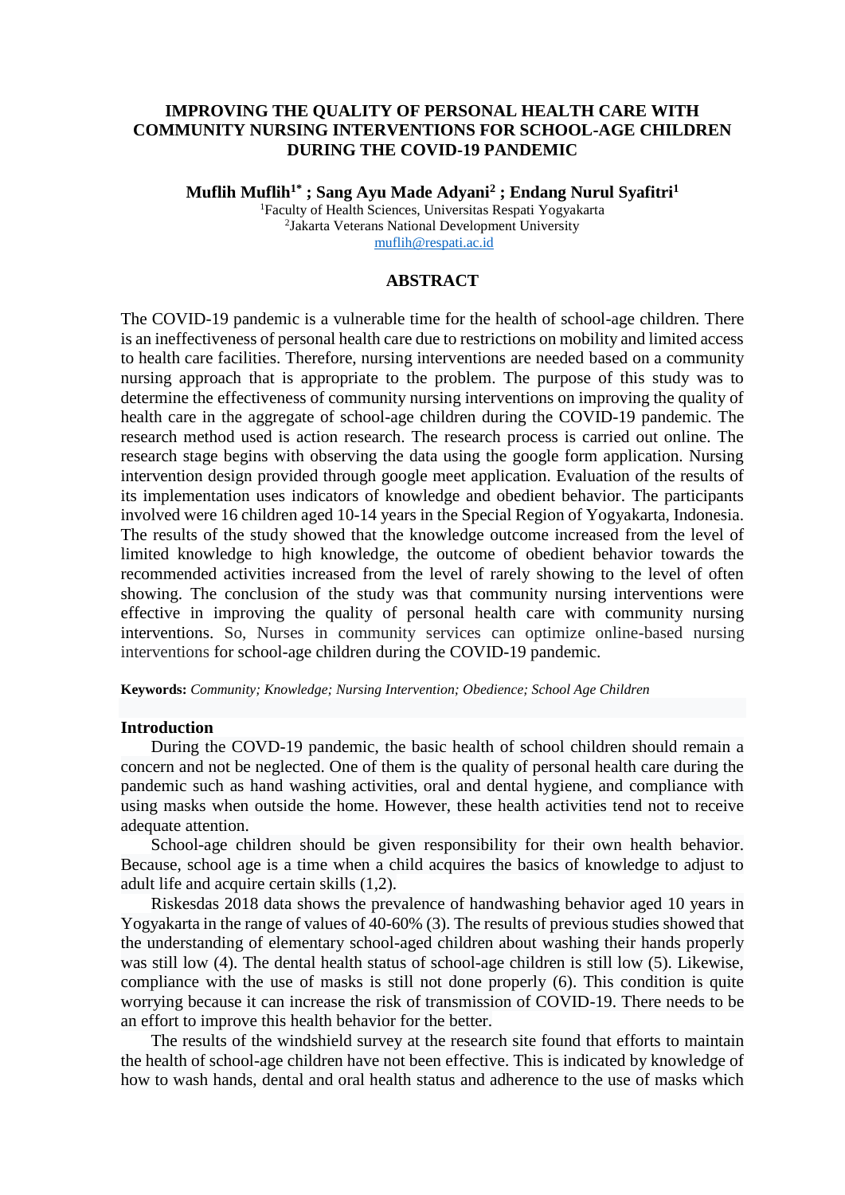# IMPROVING THE QUALITY OF PERSONAL HEALTH CARE WITH COMMUNITY NURSING INTERVENTIONS FOR SCHOOL-AGE CHILDREN DURING THE COVID-19 PANDEMIC

**Muflih Muflih[1*] ; Sang Ayu Made Adyani[2] ; Endang Nurul Syafitri[1]**

[1]Faculty of Health Sciences, Universitas Respati Yogyakarta
[2]Jakarta Veterans National Development University
muflih@respati.ac.id

## ABSTRACT

The COVID-19 pandemic is a vulnerable time for the health of school-age children. There is an ineffectiveness of personal health care due to restrictions on mobility and limited access to health care facilities. Therefore, nursing interventions are needed based on a community nursing approach that is appropriate to the problem. The purpose of this study was to determine the effectiveness of community nursing interventions on improving the quality of health care in the aggregate of school-age children during the COVID-19 pandemic. The research method used is action research. The research process is carried out online. The research stage begins with observing the data using the google form application. Nursing intervention design provided through google meet application. Evaluation of the results of its implementation uses indicators of knowledge and obedient behavior. The participants involved were 16 children aged 10-14 years in the Special Region of Yogyakarta, Indonesia. The results of the study showed that the knowledge outcome increased from the level of limited knowledge to high knowledge, the outcome of obedient behavior towards the recommended activities increased from the level of rarely showing to the level of often showing. The conclusion of the study was that community nursing interventions were effective in improving the quality of personal health care with community nursing interventions. So, Nurses in community services can optimize online-based nursing interventions for school-age children during the COVID-19 pandemic.

**Keywords:** *Community; Knowledge; Nursing Intervention; Obedience; School Age Children*

## Introduction

During the COVD-19 pandemic, the basic health of school children should remain a concern and not be neglected. One of them is the quality of personal health care during the pandemic such as hand washing activities, oral and dental hygiene, and compliance with using masks when outside the home. However, these health activities tend not to receive adequate attention.

School-age children should be given responsibility for their own health behavior. Because, school age is a time when a child acquires the basics of knowledge to adjust to adult life and acquire certain skills (1,2).

Riskesdas 2018 data shows the prevalence of handwashing behavior aged 10 years in Yogyakarta in the range of values of 40-60% (3). The results of previous studies showed that the understanding of elementary school-aged children about washing their hands properly was still low (4). The dental health status of school-age children is still low (5). Likewise, compliance with the use of masks is still not done properly (6). This condition is quite worrying because it can increase the risk of transmission of COVID-19. There needs to be an effort to improve this health behavior for the better.

The results of the windshield survey at the research site found that efforts to maintain the health of school-age children have not been effective. This is indicated by knowledge of how to wash hands, dental and oral health status and adherence to the use of masks which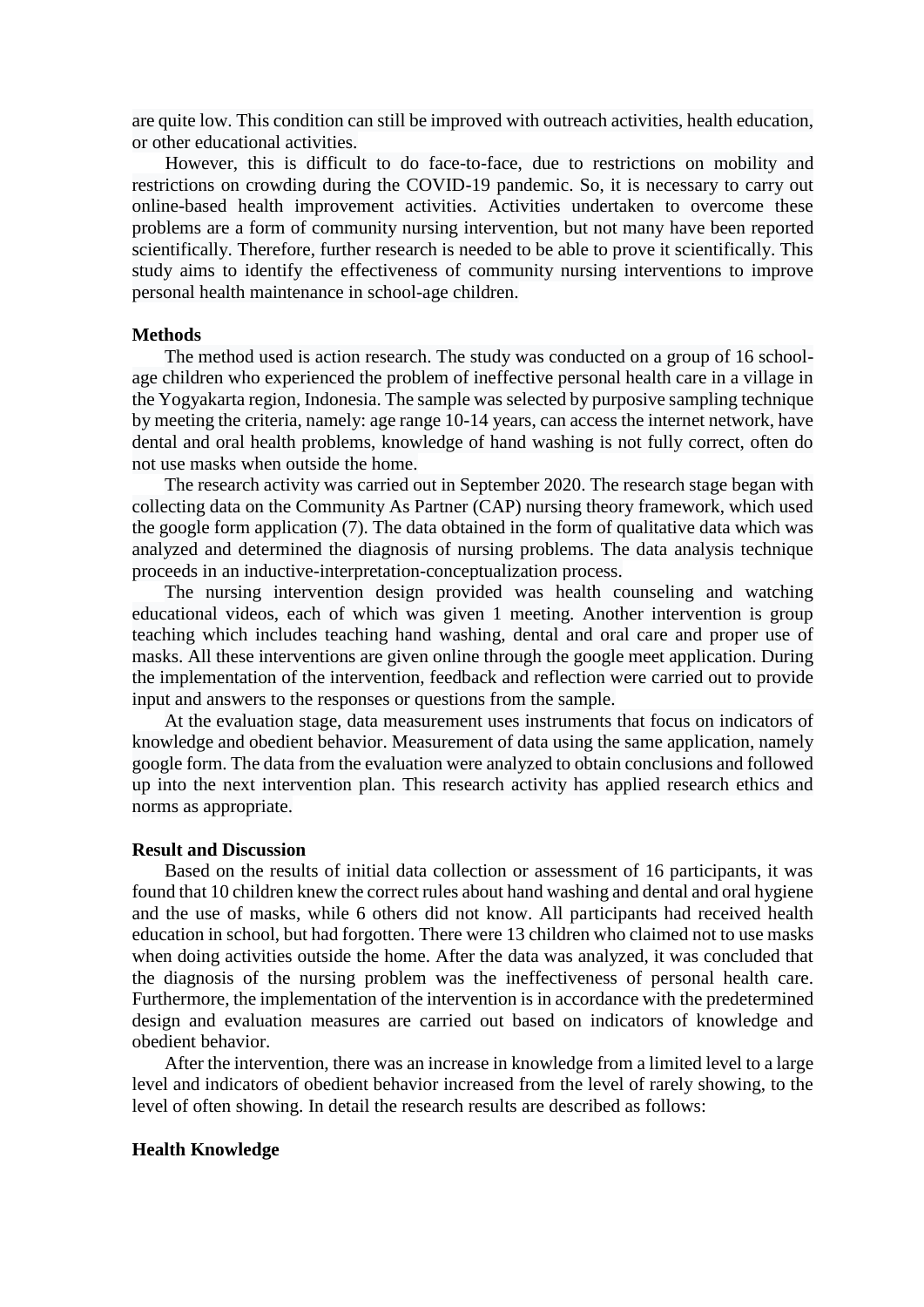are quite low. This condition can still be improved with outreach activities, health education, or other educational activities.

However, this is difficult to do face-to-face, due to restrictions on mobility and restrictions on crowding during the COVID-19 pandemic. So, it is necessary to carry out online-based health improvement activities. Activities undertaken to overcome these problems are a form of community nursing intervention, but not many have been reported scientifically. Therefore, further research is needed to be able to prove it scientifically. This study aims to identify the effectiveness of community nursing interventions to improve personal health maintenance in school-age children.

## Methods

The method used is action research. The study was conducted on a group of 16 school-age children who experienced the problem of ineffective personal health care in a village in the Yogyakarta region, Indonesia. The sample was selected by purposive sampling technique by meeting the criteria, namely: age range 10-14 years, can access the internet network, have dental and oral health problems, knowledge of hand washing is not fully correct, often do not use masks when outside the home.

The research activity was carried out in September 2020. The research stage began with collecting data on the Community As Partner (CAP) nursing theory framework, which used the google form application (7). The data obtained in the form of qualitative data which was analyzed and determined the diagnosis of nursing problems. The data analysis technique proceeds in an inductive-interpretation-conceptualization process.

The nursing intervention design provided was health counseling and watching educational videos, each of which was given 1 meeting. Another intervention is group teaching which includes teaching hand washing, dental and oral care and proper use of masks. All these interventions are given online through the google meet application. During the implementation of the intervention, feedback and reflection were carried out to provide input and answers to the responses or questions from the sample.

At the evaluation stage, data measurement uses instruments that focus on indicators of knowledge and obedient behavior. Measurement of data using the same application, namely google form. The data from the evaluation were analyzed to obtain conclusions and followed up into the next intervention plan. This research activity has applied research ethics and norms as appropriate.

## Result and Discussion

Based on the results of initial data collection or assessment of 16 participants, it was found that 10 children knew the correct rules about hand washing and dental and oral hygiene and the use of masks, while 6 others did not know. All participants had received health education in school, but had forgotten. There were 13 children who claimed not to use masks when doing activities outside the home. After the data was analyzed, it was concluded that the diagnosis of the nursing problem was the ineffectiveness of personal health care. Furthermore, the implementation of the intervention is in accordance with the predetermined design and evaluation measures are carried out based on indicators of knowledge and obedient behavior.

After the intervention, there was an increase in knowledge from a limited level to a large level and indicators of obedient behavior increased from the level of rarely showing, to the level of often showing. In detail the research results are described as follows:

### Health Knowledge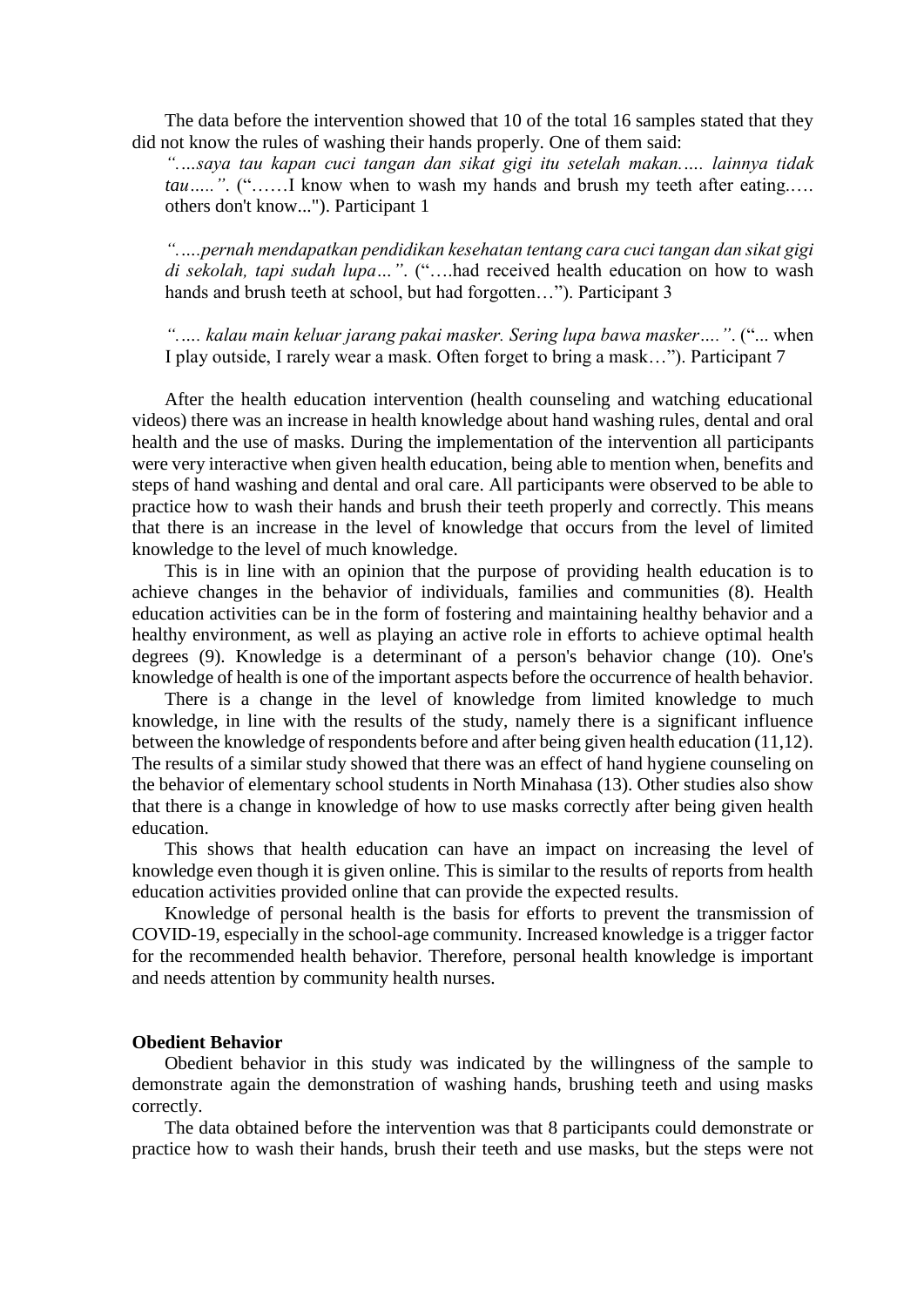The data before the intervention showed that 10 of the total 16 samples stated that they did not know the rules of washing their hands properly. One of them said:

> *"….saya tau kapan cuci tangan dan sikat gigi itu setelah makan….. lainnya tidak tau….."*. ("……I know when to wash my hands and brush my teeth after eating.…. others don't know..."). Participant 1
>
> *"…..pernah mendapatkan pendidikan kesehatan tentang cara cuci tangan dan sikat gigi di sekolah, tapi sudah lupa…"*. ("….had received health education on how to wash hands and brush teeth at school, but had forgotten…"). Participant 3
>
> *"….. kalau main keluar jarang pakai masker. Sering lupa bawa masker…."*. ("... when I play outside, I rarely wear a mask. Often forget to bring a mask…"). Participant 7

After the health education intervention (health counseling and watching educational videos) there was an increase in health knowledge about hand washing rules, dental and oral health and the use of masks. During the implementation of the intervention all participants were very interactive when given health education, being able to mention when, benefits and steps of hand washing and dental and oral care. All participants were observed to be able to practice how to wash their hands and brush their teeth properly and correctly. This means that there is an increase in the level of knowledge that occurs from the level of limited knowledge to the level of much knowledge.

This is in line with an opinion that the purpose of providing health education is to achieve changes in the behavior of individuals, families and communities (8). Health education activities can be in the form of fostering and maintaining healthy behavior and a healthy environment, as well as playing an active role in efforts to achieve optimal health degrees (9). Knowledge is a determinant of a person's behavior change (10). One's knowledge of health is one of the important aspects before the occurrence of health behavior.

There is a change in the level of knowledge from limited knowledge to much knowledge, in line with the results of the study, namely there is a significant influence between the knowledge of respondents before and after being given health education (11,12). The results of a similar study showed that there was an effect of hand hygiene counseling on the behavior of elementary school students in North Minahasa (13). Other studies also show that there is a change in knowledge of how to use masks correctly after being given health education.

This shows that health education can have an impact on increasing the level of knowledge even though it is given online. This is similar to the results of reports from health education activities provided online that can provide the expected results.

Knowledge of personal health is the basis for efforts to prevent the transmission of COVID-19, especially in the school-age community. Increased knowledge is a trigger factor for the recommended health behavior. Therefore, personal health knowledge is important and needs attention by community health nurses.

### Obedient Behavior

Obedient behavior in this study was indicated by the willingness of the sample to demonstrate again the demonstration of washing hands, brushing teeth and using masks correctly.

The data obtained before the intervention was that 8 participants could demonstrate or practice how to wash their hands, brush their teeth and use masks, but the steps were not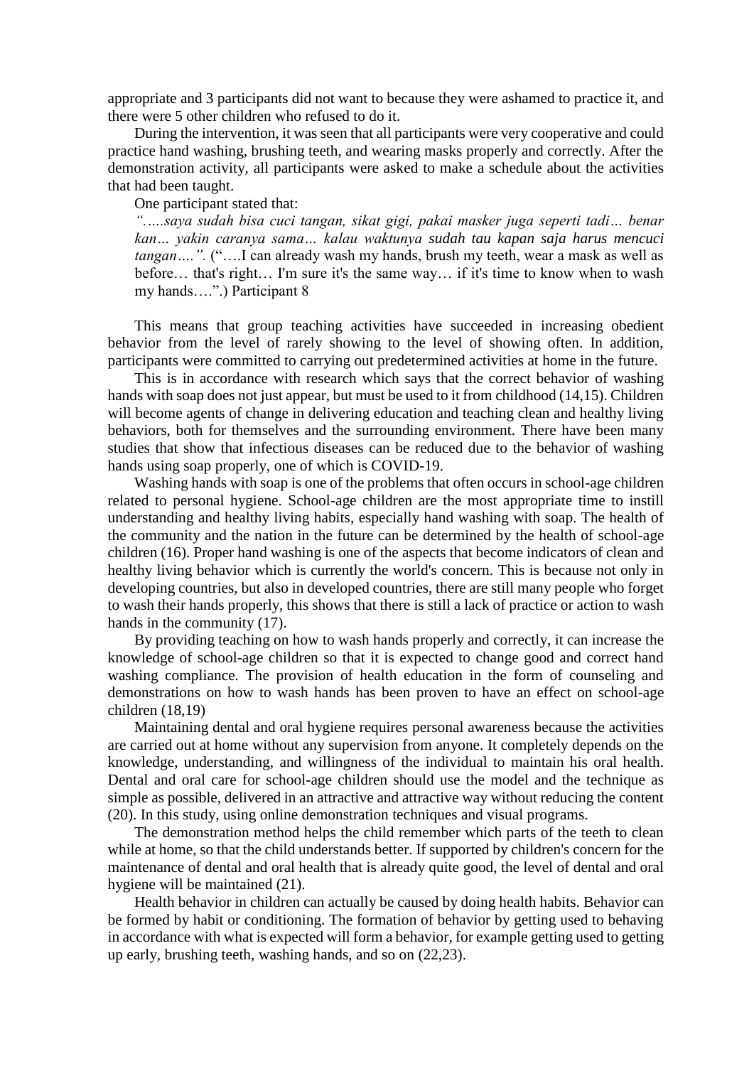appropriate and 3 participants did not want to because they were ashamed to practice it, and there were 5 other children who refused to do it.

During the intervention, it was seen that all participants were very cooperative and could practice hand washing, brushing teeth, and wearing masks properly and correctly. After the demonstration activity, all participants were asked to make a schedule about the activities that had been taught.

One participant stated that:

> *"…..saya sudah bisa cuci tangan, sikat gigi, pakai masker juga seperti tadi… benar kan… yakin caranya sama… kalau waktunya sudah tau kapan saja harus mencuci tangan….".* ("….I can already wash my hands, brush my teeth, wear a mask as well as before… that's right… I'm sure it's the same way… if it's time to know when to wash my hands….") Participant 8

This means that group teaching activities have succeeded in increasing obedient behavior from the level of rarely showing to the level of showing often. In addition, participants were committed to carrying out predetermined activities at home in the future.

This is in accordance with research which says that the correct behavior of washing hands with soap does not just appear, but must be used to it from childhood (14,15). Children will become agents of change in delivering education and teaching clean and healthy living behaviors, both for themselves and the surrounding environment. There have been many studies that show that infectious diseases can be reduced due to the behavior of washing hands using soap properly, one of which is COVID-19.

Washing hands with soap is one of the problems that often occurs in school-age children related to personal hygiene. School-age children are the most appropriate time to instill understanding and healthy living habits, especially hand washing with soap. The health of the community and the nation in the future can be determined by the health of school-age children (16). Proper hand washing is one of the aspects that become indicators of clean and healthy living behavior which is currently the world's concern. This is because not only in developing countries, but also in developed countries, there are still many people who forget to wash their hands properly, this shows that there is still a lack of practice or action to wash hands in the community (17).

By providing teaching on how to wash hands properly and correctly, it can increase the knowledge of school-age children so that it is expected to change good and correct hand washing compliance. The provision of health education in the form of counseling and demonstrations on how to wash hands has been proven to have an effect on school-age children (18,19)

Maintaining dental and oral hygiene requires personal awareness because the activities are carried out at home without any supervision from anyone. It completely depends on the knowledge, understanding, and willingness of the individual to maintain his oral health. Dental and oral care for school-age children should use the model and the technique as simple as possible, delivered in an attractive and attractive way without reducing the content (20). In this study, using online demonstration techniques and visual programs.

The demonstration method helps the child remember which parts of the teeth to clean while at home, so that the child understands better. If supported by children's concern for the maintenance of dental and oral health that is already quite good, the level of dental and oral hygiene will be maintained (21).

Health behavior in children can actually be caused by doing health habits. Behavior can be formed by habit or conditioning. The formation of behavior by getting used to behaving in accordance with what is expected will form a behavior, for example getting used to getting up early, brushing teeth, washing hands, and so on (22,23).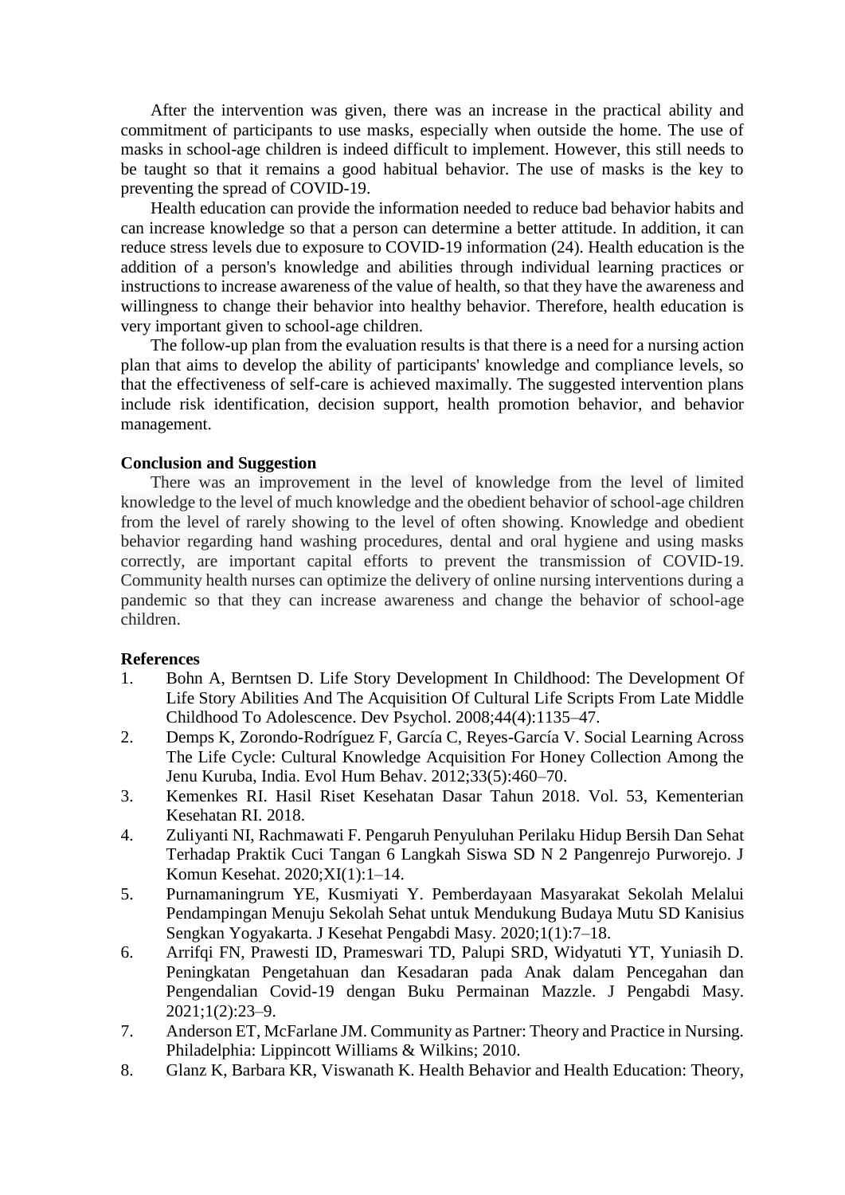After the intervention was given, there was an increase in the practical ability and commitment of participants to use masks, especially when outside the home. The use of masks in school-age children is indeed difficult to implement. However, this still needs to be taught so that it remains a good habitual behavior. The use of masks is the key to preventing the spread of COVID-19.

Health education can provide the information needed to reduce bad behavior habits and can increase knowledge so that a person can determine a better attitude. In addition, it can reduce stress levels due to exposure to COVID-19 information (24). Health education is the addition of a person's knowledge and abilities through individual learning practices or instructions to increase awareness of the value of health, so that they have the awareness and willingness to change their behavior into healthy behavior. Therefore, health education is very important given to school-age children.

The follow-up plan from the evaluation results is that there is a need for a nursing action plan that aims to develop the ability of participants' knowledge and compliance levels, so that the effectiveness of self-care is achieved maximally. The suggested intervention plans include risk identification, decision support, health promotion behavior, and behavior management.

**Conclusion and Suggestion**

There was an improvement in the level of knowledge from the level of limited knowledge to the level of much knowledge and the obedient behavior of school-age children from the level of rarely showing to the level of often showing. Knowledge and obedient behavior regarding hand washing procedures, dental and oral hygiene and using masks correctly, are important capital efforts to prevent the transmission of COVID-19. Community health nurses can optimize the delivery of online nursing interventions during a pandemic so that they can increase awareness and change the behavior of school-age children.

**References**

1. Bohn A, Berntsen D. Life Story Development In Childhood: The Development Of Life Story Abilities And The Acquisition Of Cultural Life Scripts From Late Middle Childhood To Adolescence. Dev Psychol. 2008;44(4):1135–47.
2. Demps K, Zorondo-Rodríguez F, García C, Reyes-García V. Social Learning Across The Life Cycle: Cultural Knowledge Acquisition For Honey Collection Among the Jenu Kuruba, India. Evol Hum Behav. 2012;33(5):460–70.
3. Kemenkes RI. Hasil Riset Kesehatan Dasar Tahun 2018. Vol. 53, Kementerian Kesehatan RI. 2018.
4. Zuliyanti NI, Rachmawati F. Pengaruh Penyuluhan Perilaku Hidup Bersih Dan Sehat Terhadap Praktik Cuci Tangan 6 Langkah Siswa SD N 2 Pangenrejo Purworejo. J Komun Kesehat. 2020;XI(1):1–14.
5. Purnamaningrum YE, Kusmiyati Y. Pemberdayaan Masyarakat Sekolah Melalui Pendampingan Menuju Sekolah Sehat untuk Mendukung Budaya Mutu SD Kanisius Sengkan Yogyakarta. J Kesehat Pengabdi Masy. 2020;1(1):7–18.
6. Arrifqi FN, Prawesti ID, Prameswari TD, Palupi SRD, Widyatuti YT, Yuniasih D. Peningkatan Pengetahuan dan Kesadaran pada Anak dalam Pencegahan dan Pengendalian Covid-19 dengan Buku Permainan Mazzle. J Pengabdi Masy. 2021;1(2):23–9.
7. Anderson ET, McFarlane JM. Community as Partner: Theory and Practice in Nursing. Philadelphia: Lippincott Williams & Wilkins; 2010.
8. Glanz K, Barbara KR, Viswanath K. Health Behavior and Health Education: Theory,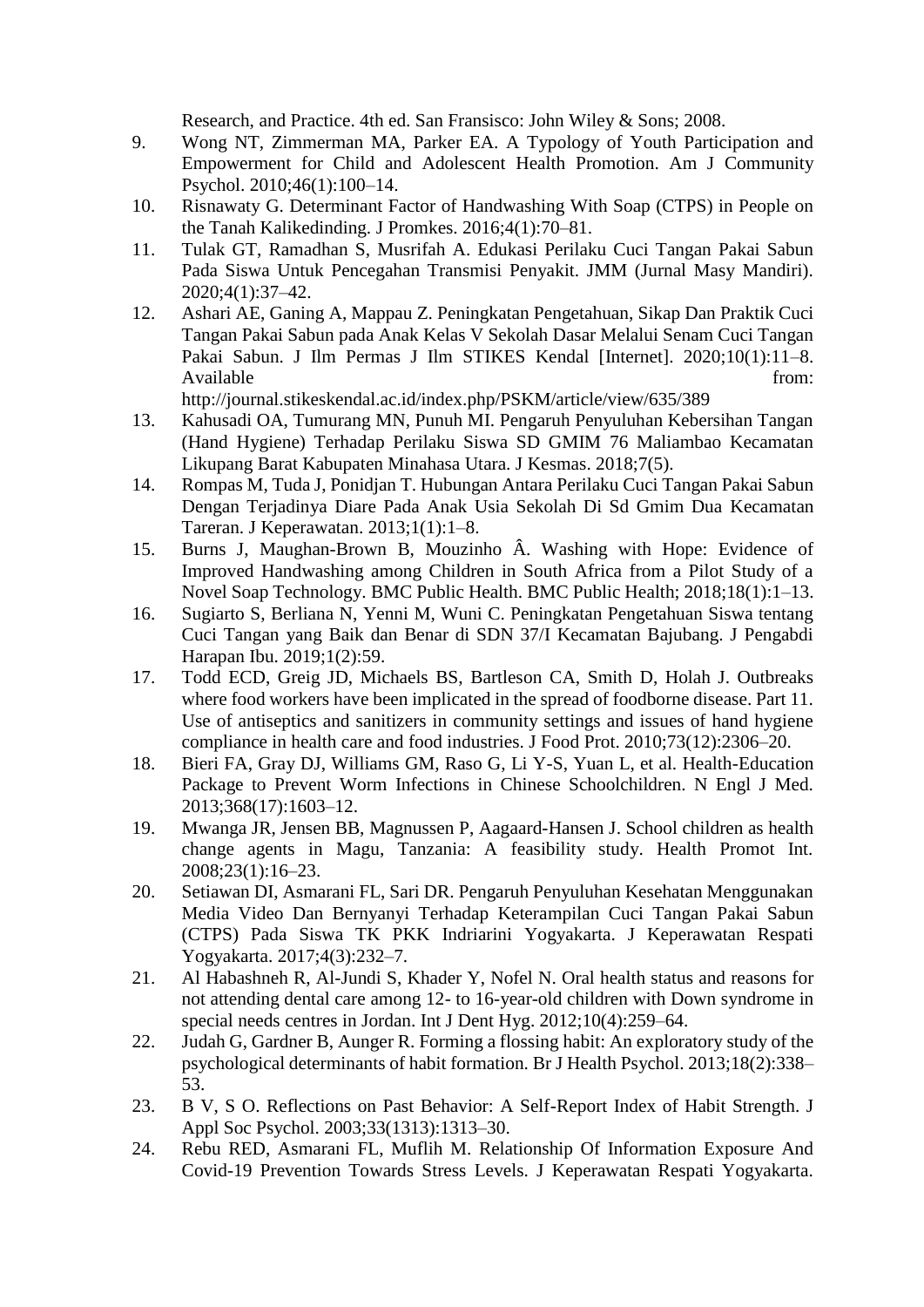Research, and Practice. 4th ed. San Fransisco: John Wiley & Sons; 2008.

9. Wong NT, Zimmerman MA, Parker EA. A Typology of Youth Participation and Empowerment for Child and Adolescent Health Promotion. Am J Community Psychol. 2010;46(1):100–14.
10. Risnawaty G. Determinant Factor of Handwashing With Soap (CTPS) in People on the Tanah Kalikedinding. J Promkes. 2016;4(1):70–81.
11. Tulak GT, Ramadhan S, Musrifah A. Edukasi Perilaku Cuci Tangan Pakai Sabun Pada Siswa Untuk Pencegahan Transmisi Penyakit. JMM (Jurnal Masy Mandiri). 2020;4(1):37–42.
12. Ashari AE, Ganing A, Mappau Z. Peningkatan Pengetahuan, Sikap Dan Praktik Cuci Tangan Pakai Sabun pada Anak Kelas V Sekolah Dasar Melalui Senam Cuci Tangan Pakai Sabun. J Ilm Permas J Ilm STIKES Kendal [Internet]. 2020;10(1):11–8. Available from: http://journal.stikeskendal.ac.id/index.php/PSKM/article/view/635/389
13. Kahusadi OA, Tumurang MN, Punuh MI. Pengaruh Penyuluhan Kebersihan Tangan (Hand Hygiene) Terhadap Perilaku Siswa SD GMIM 76 Maliambao Kecamatan Likupang Barat Kabupaten Minahasa Utara. J Kesmas. 2018;7(5).
14. Rompas M, Tuda J, Ponidjan T. Hubungan Antara Perilaku Cuci Tangan Pakai Sabun Dengan Terjadinya Diare Pada Anak Usia Sekolah Di Sd Gmim Dua Kecamatan Tareran. J Keperawatan. 2013;1(1):1–8.
15. Burns J, Maughan-Brown B, Mouzinho Â. Washing with Hope: Evidence of Improved Handwashing among Children in South Africa from a Pilot Study of a Novel Soap Technology. BMC Public Health. BMC Public Health; 2018;18(1):1–13.
16. Sugiarto S, Berliana N, Yenni M, Wuni C. Peningkatan Pengetahuan Siswa tentang Cuci Tangan yang Baik dan Benar di SDN 37/I Kecamatan Bajubang. J Pengabdi Harapan Ibu. 2019;1(2):59.
17. Todd ECD, Greig JD, Michaels BS, Bartleson CA, Smith D, Holah J. Outbreaks where food workers have been implicated in the spread of foodborne disease. Part 11. Use of antiseptics and sanitizers in community settings and issues of hand hygiene compliance in health care and food industries. J Food Prot. 2010;73(12):2306–20.
18. Bieri FA, Gray DJ, Williams GM, Raso G, Li Y-S, Yuan L, et al. Health-Education Package to Prevent Worm Infections in Chinese Schoolchildren. N Engl J Med. 2013;368(17):1603–12.
19. Mwanga JR, Jensen BB, Magnussen P, Aagaard-Hansen J. School children as health change agents in Magu, Tanzania: A feasibility study. Health Promot Int. 2008;23(1):16–23.
20. Setiawan DI, Asmarani FL, Sari DR. Pengaruh Penyuluhan Kesehatan Menggunakan Media Video Dan Bernyanyi Terhadap Keterampilan Cuci Tangan Pakai Sabun (CTPS) Pada Siswa TK PKK Indriarini Yogyakarta. J Keperawatan Respati Yogyakarta. 2017;4(3):232–7.
21. Al Habashneh R, Al-Jundi S, Khader Y, Nofel N. Oral health status and reasons for not attending dental care among 12- to 16-year-old children with Down syndrome in special needs centres in Jordan. Int J Dent Hyg. 2012;10(4):259–64.
22. Judah G, Gardner B, Aunger R. Forming a flossing habit: An exploratory study of the psychological determinants of habit formation. Br J Health Psychol. 2013;18(2):338–53.
23. B V, S O. Reflections on Past Behavior: A Self-Report Index of Habit Strength. J Appl Soc Psychol. 2003;33(1313):1313–30.
24. Rebu RED, Asmarani FL, Muflih M. Relationship Of Information Exposure And Covid-19 Prevention Towards Stress Levels. J Keperawatan Respati Yogyakarta.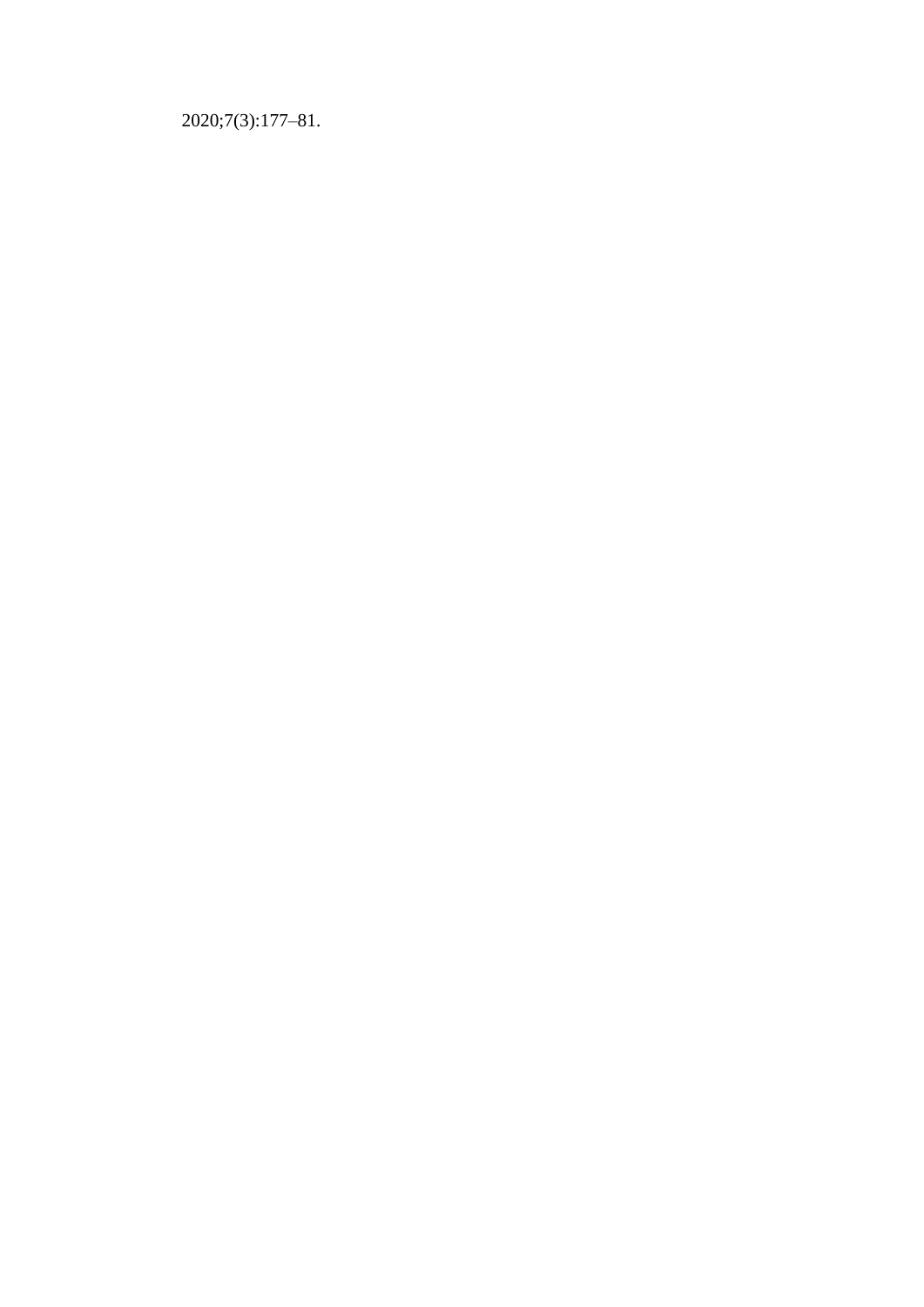2020;7(3):177–81.